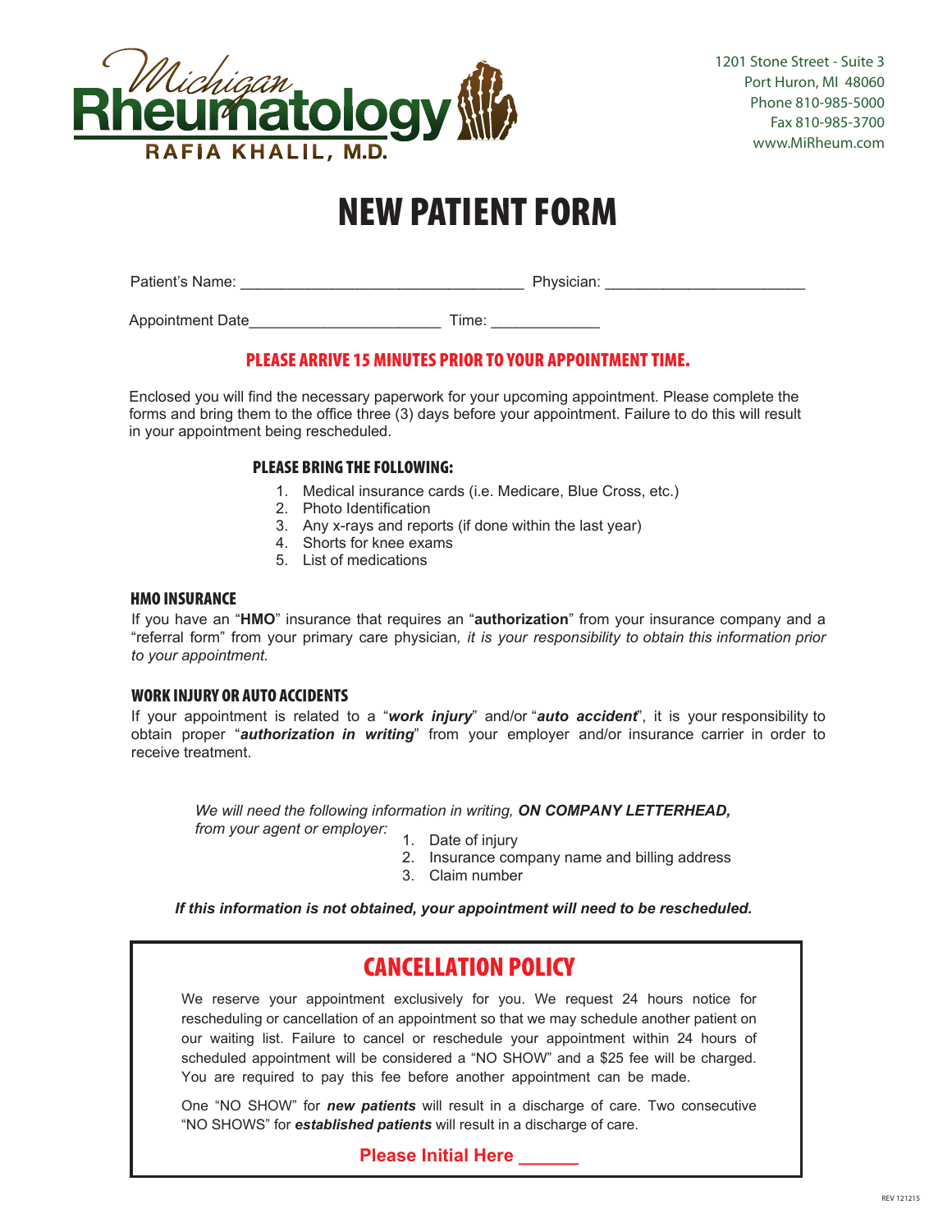Michigan Rheumatology
RAFIA KHALIL, M.D.

1201 Stone Street - Suite 3
Port Huron, MI 48060
Phone 810-985-5000
Fax 810-985-3700
www.MiRheum.com

# NEW PATIENT FORM

Patient's Name: _________________________________ Physician: _______________________

Appointment Date______________________ Time: ____________

**PLEASE ARRIVE 15 MINUTES PRIOR TO YOUR APPOINTMENT TIME.**

Enclosed you will find the necessary paperwork for your upcoming appointment. Please complete the forms and bring them to the office three (3) days before your appointment. Failure to do this will result in your appointment being rescheduled.

### PLEASE BRING THE FOLLOWING:

1. Medical insurance cards (i.e. Medicare, Blue Cross, etc.)
2. Photo Identification
3. Any x-rays and reports (if done within the last year)
4. Shorts for knee exams
5. List of medications

### HMO INSURANCE

If you have an "**HMO**" insurance that requires an "**authorization**" from your insurance company and a "referral form" from your primary care physician*, it is your responsibility to obtain this information prior to your appointment.*

### WORK INJURY OR AUTO ACCIDENTS

If your appointment is related to a "***work injury***" and/or "***auto accident***", it is your responsibility to obtain proper "***authorization in writing***" from your employer and/or insurance carrier in order to receive treatment.

*We will need the following information in writing,* ***ON COMPANY LETTERHEAD,*** *from your agent or employer:*

1. Date of injury
2. Insurance company name and billing address
3. Claim number

***If this information is not obtained, your appointment will need to be rescheduled.***

## CANCELLATION POLICY

We reserve your appointment exclusively for you. We request 24 hours notice for rescheduling or cancellation of an appointment so that we may schedule another patient on our waiting list. Failure to cancel or reschedule your appointment within 24 hours of scheduled appointment will be considered a "NO SHOW" and a $25 fee will be charged. You are required to pay this fee before another appointment can be made.

One "NO SHOW" for ***new patients*** will result in a discharge of care. Two consecutive "NO SHOWS" for ***established patients*** will result in a discharge of care.

**Please Initial Here ______**

REV 121215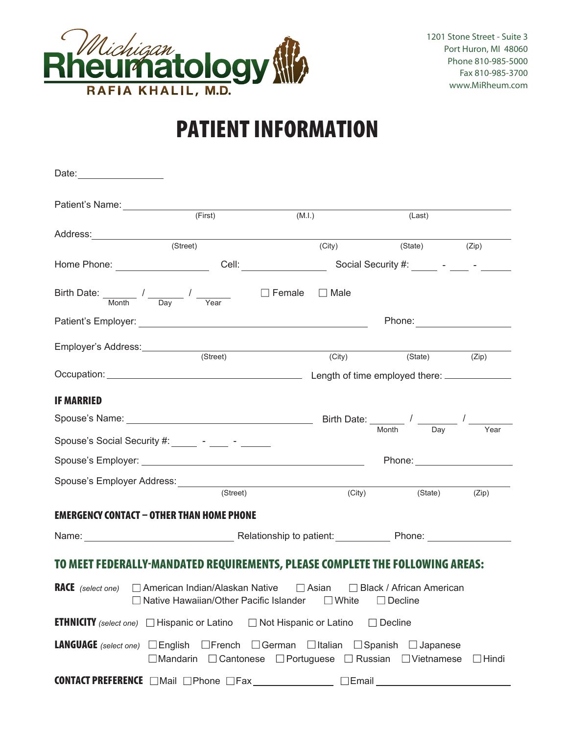Michigan Rheumatology
RAFIA KHALIL, M.D.

1201 Stone Street - Suite 3
Port Huron, MI 48060
Phone 810-985-5000
Fax 810-985-3700
www.MiRheum.com

# PATIENT INFORMATION

Date: ________________

Patient's Name: ______________________________________________
(First) (M.I.) (Last)

Address: ______________________________________________
(Street) (City) (State) (Zip)

Home Phone: ________________ Cell: ________________ Social Security #: _____ - ____ - _____

Birth Date: ______ / ______ / ______ ☐ Female ☐ Male
Month Day Year

Patient's Employer: ______________________________ Phone: ________________

Employer's Address: ______________________________________________
(Street) (City) (State) (Zip)

Occupation: ______________________________ Length of time employed there: ____________

## IF MARRIED

Spouse's Name: ______________________________ Birth Date: ______ / ______ / ______
Month Day Year

Spouse's Social Security #: _____ - ____ - _____

Spouse's Employer: ______________________________ Phone: ________________

Spouse's Employer Address: ______________________________________________
(Street) (City) (State) (Zip)

## EMERGENCY CONTACT – OTHER THAN HOME PHONE

Name: ________________________ Relationship to patient: __________ Phone: ______________

## TO MEET FEDERALLY-MANDATED REQUIREMENTS, PLEASE COMPLETE THE FOLLOWING AREAS:

**RACE** *(select one)* ☐ American Indian/Alaskan Native ☐ Asian ☐ Black / African American ☐ Native Hawaiian/Other Pacific Islander ☐ White ☐ Decline

**ETHNICITY** *(select one)* ☐ Hispanic or Latino ☐ Not Hispanic or Latino ☐ Decline

**LANGUAGE** *(select one)* ☐ English ☐ French ☐ German ☐ Italian ☐ Spanish ☐ Japanese ☐ Mandarin ☐ Cantonese ☐ Portuguese ☐ Russian ☐ Vietnamese ☐ Hindi

**CONTACT PREFERENCE** ☐ Mail ☐ Phone ☐ Fax ______________ ☐ Email ____________________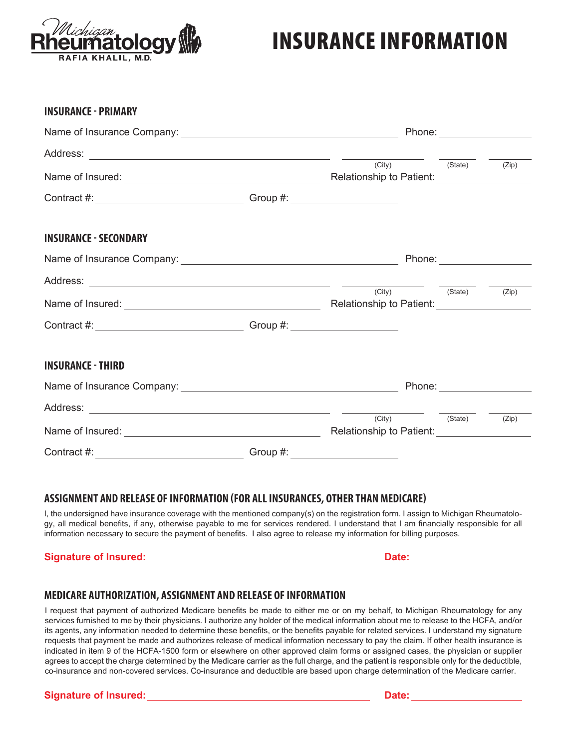Michigan Rheumatology
RAFIA KHALIL, M.D.

# INSURANCE INFORMATION

## INSURANCE - PRIMARY

Name of Insurance Company: ______________________________ Phone: ______________

Address: ______________________________ ____________ (City) ________ (State) ________ (Zip)

Name of Insured: ______________________________ Relationship to Patient: ______________

Contract #: ______________________ Group #: ______________

## INSURANCE - SECONDARY

Name of Insurance Company: ______________________________ Phone: ______________

Address: ______________________________ ____________ (City) ________ (State) ________ (Zip)

Name of Insured: ______________________________ Relationship to Patient: ______________

Contract #: ______________________ Group #: ______________

## INSURANCE - THIRD

Name of Insurance Company: ______________________________ Phone: ______________

Address: ______________________________ ____________ (City) ________ (State) ________ (Zip)

Name of Insured: ______________________________ Relationship to Patient: ______________

Contract #: ______________________ Group #: ______________

## ASSIGNMENT AND RELEASE OF INFORMATION (FOR ALL INSURANCES, OTHER THAN MEDICARE)

I, the undersigned have insurance coverage with the mentioned company(s) on the registration form. I assign to Michigan Rheumatology, all medical benefits, if any, otherwise payable to me for services rendered. I understand that I am financially responsible for all information necessary to secure the payment of benefits. I also agree to release my information for billing purposes.

**Signature of Insured:** ______________________________ **Date:** ______________

## MEDICARE AUTHORIZATION, ASSIGNMENT AND RELEASE OF INFORMATION

I request that payment of authorized Medicare benefits be made to either me or on my behalf, to Michigan Rheumatology for any services furnished to me by their physicians. I authorize any holder of the medical information about me to release to the HCFA, and/or its agents, any information needed to determine these benefits, or the benefits payable for related services. I understand my signature requests that payment be made and authorizes release of medical information necessary to pay the claim. If other health insurance is indicated in item 9 of the HCFA-1500 form or elsewhere on other approved claim forms or assigned cases, the physician or supplier agrees to accept the charge determined by the Medicare carrier as the full charge, and the patient is responsible only for the deductible, co-insurance and non-covered services. Co-insurance and deductible are based upon charge determination of the Medicare carrier.

**Signature of Insured:** ______________________________ **Date:** ______________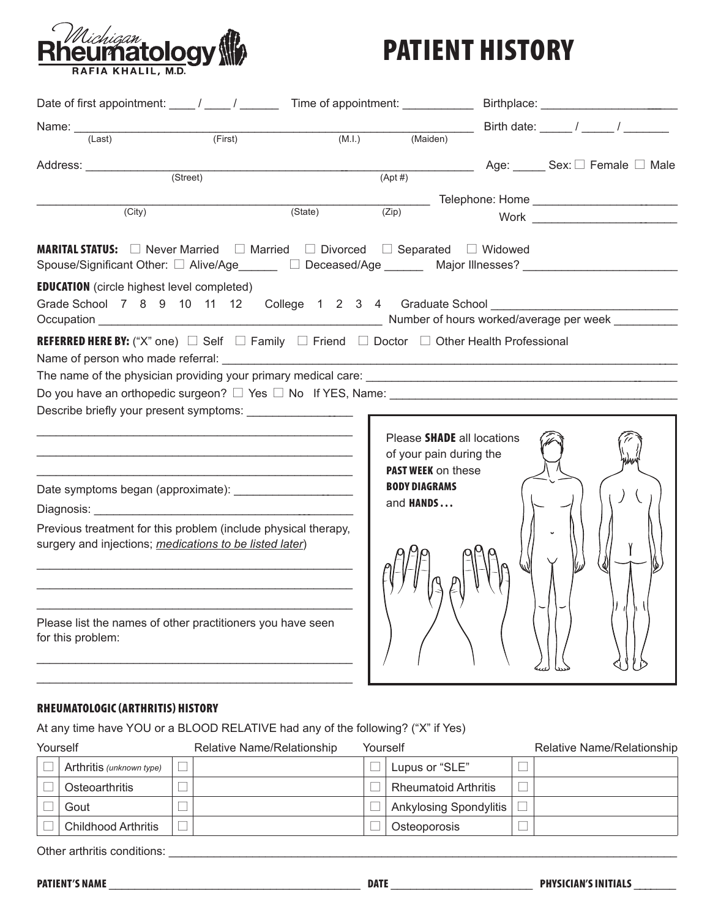Michigan Rheumatology
RAFIA KHALIL, M.D.

# PATIENT HISTORY

Date of first appointment: ____ / ____ / ______ Time of appointment: ___________ Birthplace: ____________________

Name: ______________________________________________________________ Birth date: _____ / _____ / _______
(Last) (First) (M.I.) (Maiden)

Address: ______________________________________________________________ Age: _____ Sex: ☐ Female ☐ Male
(Street) (Apt #)

______________________________________________________________ Telephone: Home ______________________
(City) (State) (Zip) Work ______________________

**MARITAL STATUS:** ☐ Never Married ☐ Married ☐ Divorced ☐ Separated ☐ Widowed
Spouse/Significant Other: ☐ Alive/Age______ ☐ Deceased/Age ______ Major Illnesses? ________________________

**EDUCATION** (circle highest level completed)
Grade School 7 8 9 10 11 12 College 1 2 3 4 Graduate School ____________________________
Occupation ____________________________________________ Number of hours worked/average per week _________

**REFERRED HERE BY:** ("X" one) ☐ Self ☐ Family ☐ Friend ☐ Doctor ☐ Other Health Professional
Name of person who made referral: ____________________________________________________________________
The name of the physician providing your primary medical care: _______________________________________________
Do you have an orthopedic surgeon? ☐ Yes ☐ No If YES, Name: ___________________________________________
Describe briefly your present symptoms: ________________

________________________________________________

________________________________________________

________________________________________________

Date symptoms began (approximate): __________________

Diagnosis: ____________________________________

Previous treatment for this problem (include physical therapy, surgery and injections; *medications to be listed later*)

________________________________________________

________________________________________________

________________________________________________

Please list the names of other practitioners you have seen for this problem:

________________________________________________

________________________________________________

Please **SHADE** all locations of your pain during the **PAST WEEK** on these **BODY DIAGRAMS** and **HANDS...**

## RHEUMATOLOGIC (ARTHRITIS) HISTORY

At any time have YOU or a BLOOD RELATIVE had any of the following? ("X" if Yes)

| Yourself | | | Relative Name/Relationship | Yourself | | | Relative Name/Relationship |
|---|---|---|---|---|---|---|---|
| ☐ | Arthritis *(unknown type)* | ☐ | | ☐ | Lupus or "SLE" | ☐ | |
| ☐ | Osteoarthritis | ☐ | | ☐ | Rheumatoid Arthritis | ☐ | |
| ☐ | Gout | ☐ | | ☐ | Ankylosing Spondylitis | ☐ | |
| ☐ | Childhood Arthritis | ☐ | | ☐ | Osteoporosis | ☐ | |

Other arthritis conditions: ______________________________________________________________________________

**PATIENT'S NAME** ______________________________ **DATE** ____________________ **PHYSICIAN'S INITIALS** ________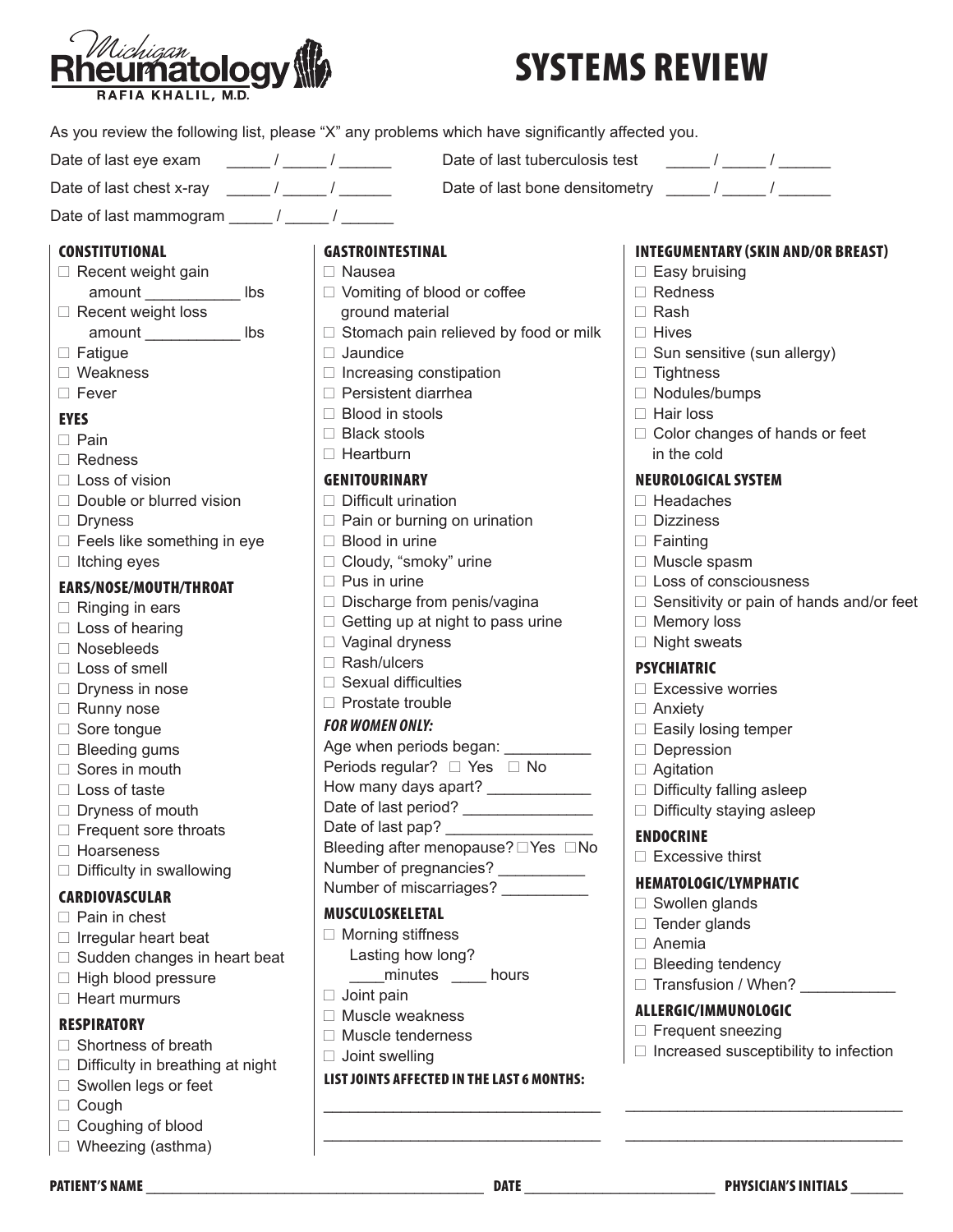Michigan Rheumatology
RAFIA KHALIL, M.D.

# SYSTEMS REVIEW

As you review the following list, please "X" any problems which have significantly affected you.

Date of last eye exam _____ / _____ / ______

Date of last tuberculosis test _____ / _____ / ______

Date of last chest x-ray _____ / _____ / ______

Date of last bone densitometry _____ / _____ / ______

Date of last mammogram _____ / _____ / ______

### CONSTITUTIONAL

- ☐ Recent weight gain
  amount ___________ lbs
- ☐ Recent weight loss
  amount ___________ lbs
- ☐ Fatigue
- ☐ Weakness
- ☐ Fever

### EYES

- ☐ Pain
- ☐ Redness
- ☐ Loss of vision
- ☐ Double or blurred vision
- ☐ Dryness
- ☐ Feels like something in eye
- ☐ Itching eyes

### EARS/NOSE/MOUTH/THROAT

- ☐ Ringing in ears
- ☐ Loss of hearing
- ☐ Nosebleeds
- ☐ Loss of smell
- ☐ Dryness in nose
- ☐ Runny nose
- ☐ Sore tongue
- ☐ Bleeding gums
- ☐ Sores in mouth
- ☐ Loss of taste
- ☐ Dryness of mouth
- ☐ Frequent sore throats
- ☐ Hoarseness
- ☐ Difficulty in swallowing

### CARDIOVASCULAR

- ☐ Pain in chest
- ☐ Irregular heart beat
- ☐ Sudden changes in heart beat
- ☐ High blood pressure
- ☐ Heart murmurs

### RESPIRATORY

- ☐ Shortness of breath
- ☐ Difficulty in breathing at night
- ☐ Swollen legs or feet
- ☐ Cough
- ☐ Coughing of blood
- ☐ Wheezing (asthma)

### GASTROINTESTINAL

- ☐ Nausea
- ☐ Vomiting of blood or coffee ground material
- ☐ Stomach pain relieved by food or milk
- ☐ Jaundice
- ☐ Increasing constipation
- ☐ Persistent diarrhea
- ☐ Blood in stools
- ☐ Black stools
- ☐ Heartburn

### GENITOURINARY

- ☐ Difficult urination
- ☐ Pain or burning on urination
- ☐ Blood in urine
- ☐ Cloudy, "smoky" urine
- ☐ Pus in urine
- ☐ Discharge from penis/vagina
- ☐ Getting up at night to pass urine
- ☐ Vaginal dryness
- ☐ Rash/ulcers
- ☐ Sexual difficulties
- ☐ Prostate trouble

***FOR WOMEN ONLY:***

Age when periods began: __________

Periods regular? ☐ Yes ☐ No

How many days apart? ____________

Date of last period? _______________

Date of last pap? _________________

Bleeding after menopause? ☐ Yes ☐ No

Number of pregnancies? __________

Number of miscarriages? __________

### MUSCULOSKELETAL

- ☐ Morning stiffness
  Lasting how long?
  ____minutes ____ hours
- ☐ Joint pain
- ☐ Muscle weakness
- ☐ Muscle tenderness
- ☐ Joint swelling

**LIST JOINTS AFFECTED IN THE LAST 6 MONTHS:**

________________________________ ________________________________

________________________________ ________________________________

### INTEGUMENTARY (SKIN AND/OR BREAST)

- ☐ Easy bruising
- ☐ Redness
- ☐ Rash
- ☐ Hives
- ☐ Sun sensitive (sun allergy)
- ☐ Tightness
- ☐ Nodules/bumps
- ☐ Hair loss
- ☐ Color changes of hands or feet in the cold

### NEUROLOGICAL SYSTEM

- ☐ Headaches
- ☐ Dizziness
- ☐ Fainting
- ☐ Muscle spasm
- ☐ Loss of consciousness
- ☐ Sensitivity or pain of hands and/or feet
- ☐ Memory loss
- ☐ Night sweats

### PSYCHIATRIC

- ☐ Excessive worries
- ☐ Anxiety
- ☐ Easily losing temper
- ☐ Depression
- ☐ Agitation
- ☐ Difficulty falling asleep
- ☐ Difficulty staying asleep

### ENDOCRINE

- ☐ Excessive thirst

### HEMATOLOGIC/LYMPHATIC

- ☐ Swollen glands
- ☐ Tender glands
- ☐ Anemia
- ☐ Bleeding tendency
- ☐ Transfusion / When? ___________

### ALLERGIC/IMMUNOLOGIC

- ☐ Frequent sneezing
- ☐ Increased susceptibility to infection

**PATIENT'S NAME** ____________________________________________ **DATE** _________________________ **PHYSICIAN'S INITIALS** _______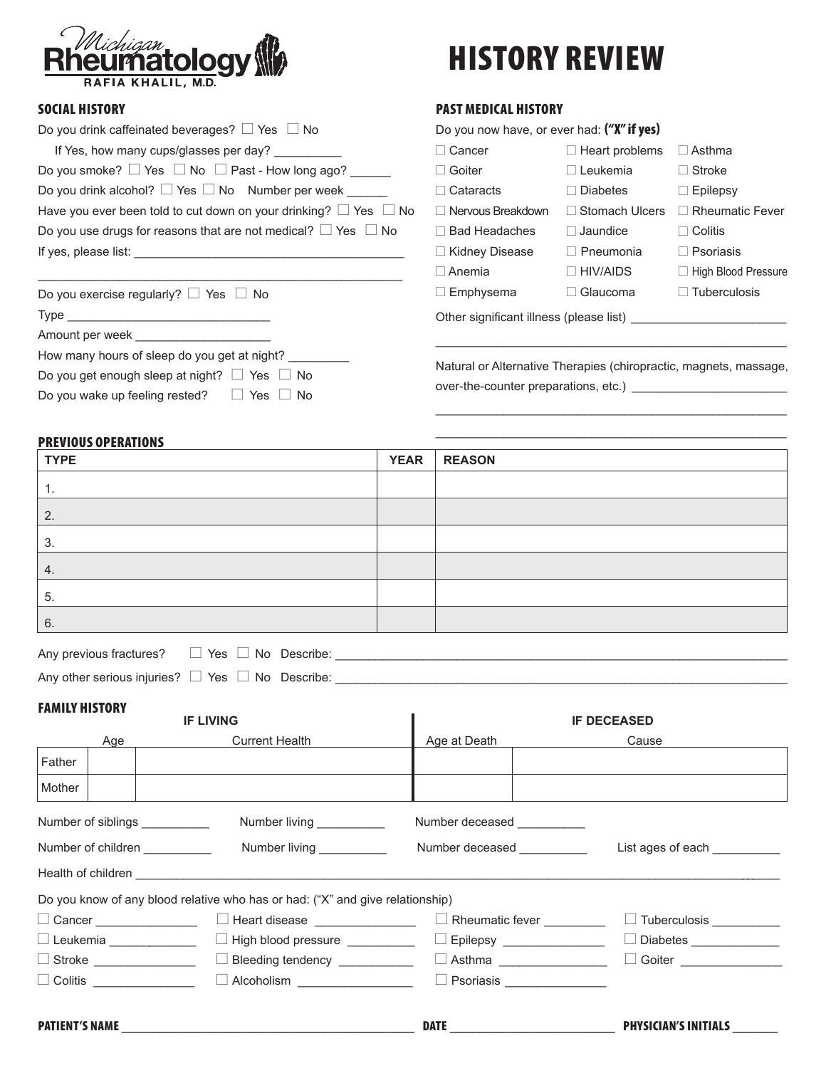Michigan Rheumatology
RAFIA KHALIL, M.D.

# HISTORY REVIEW

## SOCIAL HISTORY

Do you drink caffeinated beverages? ☐ Yes ☐ No

If Yes, how many cups/glasses per day? __________

Do you smoke? ☐ Yes ☐ No ☐ Past - How long ago? ______

Do you drink alcohol? ☐ Yes ☐ No Number per week ______

Have you ever been told to cut down on your drinking? ☐ Yes ☐ No

Do you use drugs for reasons that are not medical? ☐ Yes ☐ No

If yes, please list: ________________________________________

________________________________________________________

Do you exercise regularly? ☐ Yes ☐ No

Type ______________________________

Amount per week ___________________

How many hours of sleep do you get at night? _________

Do you get enough sleep at night? ☐ Yes ☐ No

Do you wake up feeling rested? ☐ Yes ☐ No

## PAST MEDICAL HISTORY

Do you now have, or ever had: **("X" if yes)**

| | | |
|---|---|---|
| ☐ Cancer | ☐ Heart problems | ☐ Asthma |
| ☐ Goiter | ☐ Leukemia | ☐ Stroke |
| ☐ Cataracts | ☐ Diabetes | ☐ Epilepsy |
| ☐ Nervous Breakdown | ☐ Stomach Ulcers | ☐ Rheumatic Fever |
| ☐ Bad Headaches | ☐ Jaundice | ☐ Colitis |
| ☐ Kidney Disease | ☐ Pneumonia | ☐ Psoriasis |
| ☐ Anemia | ☐ HIV/AIDS | ☐ High Blood Pressure |
| ☐ Emphysema | ☐ Glaucoma | ☐ Tuberculosis |

Other significant illness (please list) ______________________

________________________________________________________

Natural or Alternative Therapies (chiropractic, magnets, massage, over-the-counter preparations, etc.) ______________________

________________________________________________________

________________________________________________________

## PREVIOUS OPERATIONS

| TYPE | YEAR | REASON |
|---|---|---|
| 1. | | |
| 2. | | |
| 3. | | |
| 4. | | |
| 5. | | |
| 6. | | |

Any previous fractures? ☐ Yes ☐ No Describe: ________________________________________

Any other serious injuries? ☐ Yes ☐ No Describe: ________________________________________

## FAMILY HISTORY

| | IF LIVING | | IF DECEASED | |
|---|---|---|---|---|
| | Age | Current Health | Age at Death | Cause |
| Father | | | | |
| Mother | | | | |

Number of siblings __________ Number living __________ Number deceased __________

Number of children __________ Number living __________ Number deceased __________ List ages of each __________

Health of children ________________________________________________________________

Do you know of any blood relative who has or had: ("X" and give relationship)

| | | | |
|---|---|---|---|
| ☐ Cancer ______________ | ☐ Heart disease ______________ | ☐ Rheumatic fever ________ | ☐ Tuberculosis _________ |
| ☐ Leukemia ____________ | ☐ High blood pressure _________ | ☐ Epilepsy ______________ | ☐ Diabetes ____________ |
| ☐ Stroke ______________ | ☐ Bleeding tendency __________ | ☐ Asthma _______________ | ☐ Goiter ______________ |
| ☐ Colitis ______________ | ☐ Alcoholism ________________ | ☐ Psoriasis ______________ | |

**PATIENT'S NAME** ____________________________________ **DATE** ______________________ **PHYSICIAN'S INITIALS** _______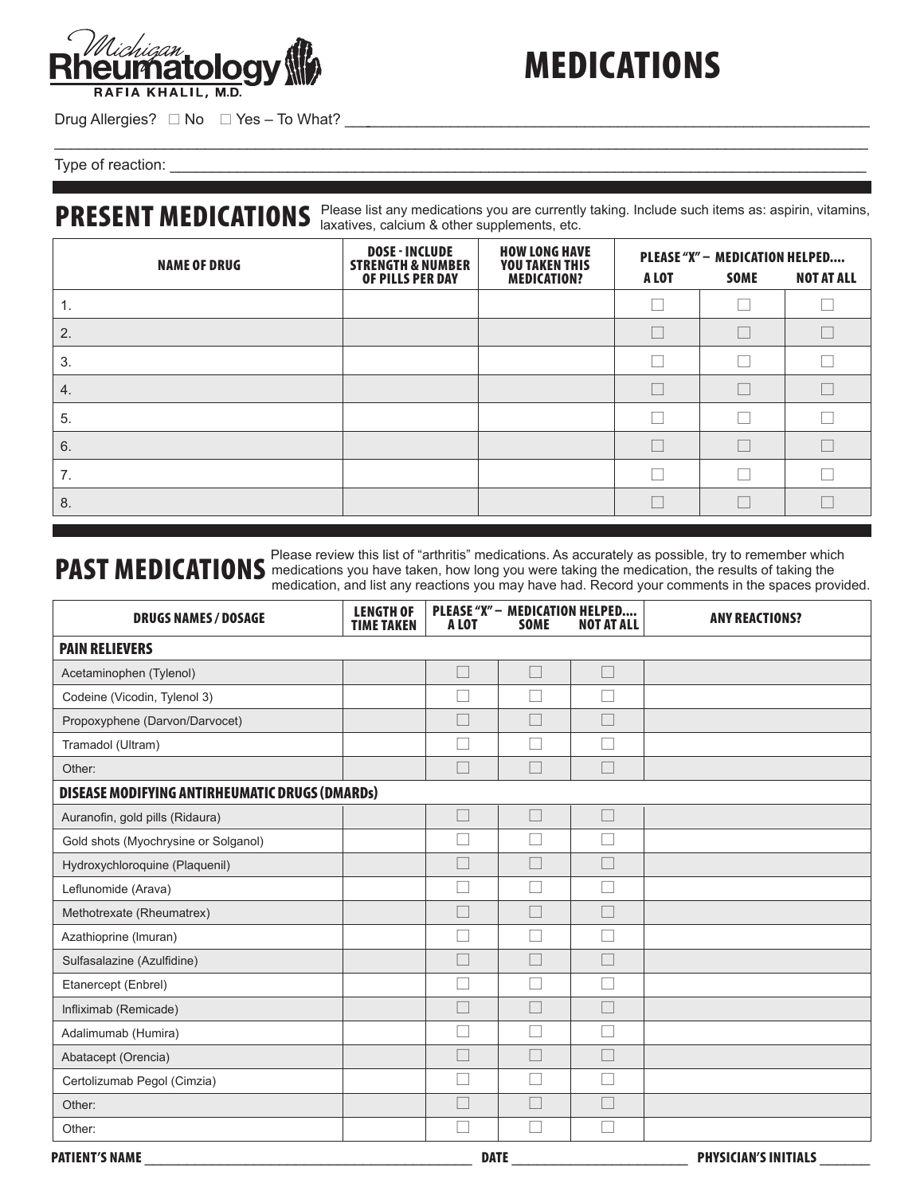Michigan Rheumatology
RAFIA KHALIL, M.D.

# MEDICATIONS

Drug Allergies? ☐ No ☐ Yes – To What? ____________________________________________

______________________________________________________________________________

Type of reaction: ______________________________________________________________

## PRESENT MEDICATIONS

Please list any medications you are currently taking. Include such items as: aspirin, vitamins, laxatives, calcium & other supplements, etc.

| NAME OF DRUG | DOSE - INCLUDE STRENGTH & NUMBER OF PILLS PER DAY | HOW LONG HAVE YOU TAKEN THIS MEDICATION? | PLEASE "X" – MEDICATION HELPED.... | | |
|---|---|---|---|---|---|
| | | | A LOT | SOME | NOT AT ALL |
| 1. | | | ☐ | ☐ | ☐ |
| 2. | | | ☐ | ☐ | ☐ |
| 3. | | | ☐ | ☐ | ☐ |
| 4. | | | ☐ | ☐ | ☐ |
| 5. | | | ☐ | ☐ | ☐ |
| 6. | | | ☐ | ☐ | ☐ |
| 7. | | | ☐ | ☐ | ☐ |
| 8. | | | ☐ | ☐ | ☐ |

## PAST MEDICATIONS

Please review this list of "arthritis" medications. As accurately as possible, try to remember which medications you have taken, how long you were taking the medication, the results of taking the medication, and list any reactions you may have had. Record your comments in the spaces provided.

| DRUGS NAMES / DOSAGE | LENGTH OF TIME TAKEN | PLEASE "X" – MEDICATION HELPED.... | | | ANY REACTIONS? |
|---|---|---|---|---|---|
| | | A LOT | SOME | NOT AT ALL | |
| **PAIN RELIEVERS** | | | | | |
| Acetaminophen (Tylenol) | | ☐ | ☐ | ☐ | |
| Codeine (Vicodin, Tylenol 3) | | ☐ | ☐ | ☐ | |
| Propoxyphene (Darvon/Darvocet) | | ☐ | ☐ | ☐ | |
| Tramadol (Ultram) | | ☐ | ☐ | ☐ | |
| Other: | | ☐ | ☐ | ☐ | |
| **DISEASE MODIFYING ANTIRHEUMATIC DRUGS (DMARDs)** | | | | | |
| Auranofin, gold pills (Ridaura) | | ☐ | ☐ | ☐ | |
| Gold shots (Myochrysine or Solganol) | | ☐ | ☐ | ☐ | |
| Hydroxychloroquine (Plaquenil) | | ☐ | ☐ | ☐ | |
| Leflunomide (Arava) | | ☐ | ☐ | ☐ | |
| Methotrexate (Rheumatrex) | | ☐ | ☐ | ☐ | |
| Azathioprine (Imuran) | | ☐ | ☐ | ☐ | |
| Sulfasalazine (Azulfidine) | | ☐ | ☐ | ☐ | |
| Etanercept (Enbrel) | | ☐ | ☐ | ☐ | |
| Infliximab (Remicade) | | ☐ | ☐ | ☐ | |
| Adalimumab (Humira) | | ☐ | ☐ | ☐ | |
| Abatacept (Orencia) | | ☐ | ☐ | ☐ | |
| Certolizumab Pegol (Cimzia) | | ☐ | ☐ | ☐ | |
| Other: | | ☐ | ☐ | ☐ | |
| Other: | | ☐ | ☐ | ☐ | |

PATIENT'S NAME ______________________________ DATE ________________ PHYSICIAN'S INITIALS ______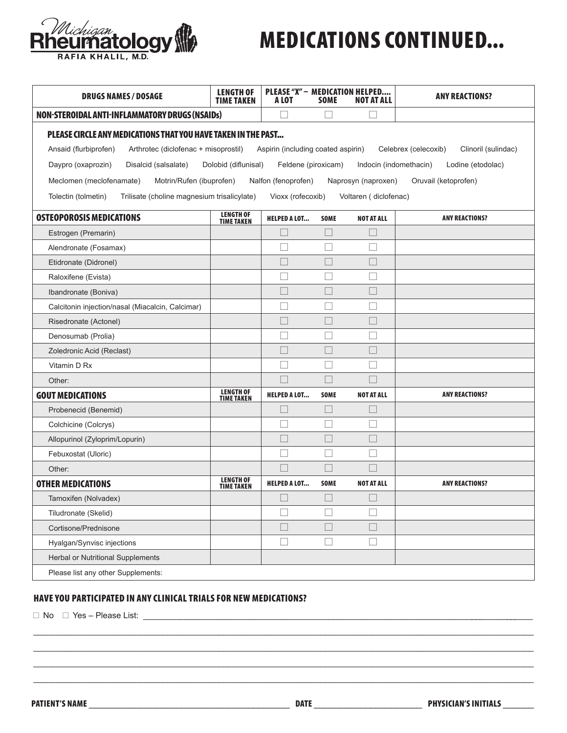# MEDICATIONS CONTINUED...

Michigan Rheumatology – RAFIA KHALIL, M.D.

| DRUGS NAMES / DOSAGE | LENGTH OF TIME TAKEN | PLEASE "X" – MEDICATION HELPED.... A LOT | SOME | NOT AT ALL | ANY REACTIONS? |
|---|---|---|---|---|---|
| **NON-STEROIDAL ANTI-INFLAMMATORY DRUGS (NSAIDs)** | | ☐ | ☐ | ☐ | |

**PLEASE CIRCLE ANY MEDICATIONS THAT YOU HAVE TAKEN IN THE PAST...**

Ansaid (flurbiprofen) Arthrotec (diclofenac + misoprostil) Aspirin (including coated aspirin) Celebrex (celecoxib) Clinoril (sulindac)

Daypro (oxaprozin) Disalcid (salsalate) Dolobid (diflunisal) Feldene (piroxicam) Indocin (indomethacin) Lodine (etodolac)

Meclomen (meclofenamate) Motrin/Rufen (ibuprofen) Nalfon (fenoprofen) Naprosyn (naproxen) Oruvail (ketoprofen)

Tolectin (tolmetin) Trilisate (choline magnesium trisalicylate) Vioxx (rofecoxib) Voltaren ( diclofenac)

| OSTEOPOROSIS MEDICATIONS | LENGTH OF TIME TAKEN | HELPED A LOT... | SOME | NOT AT ALL | ANY REACTIONS? |
|---|---|---|---|---|---|
| Estrogen (Premarin) | | ☐ | ☐ | ☐ | |
| Alendronate (Fosamax) | | ☐ | ☐ | ☐ | |
| Etidronate (Didronel) | | ☐ | ☐ | ☐ | |
| Raloxifene (Evista) | | ☐ | ☐ | ☐ | |
| Ibandronate (Boniva) | | ☐ | ☐ | ☐ | |
| Calcitonin injection/nasal (Miacalcin, Calcimar) | | ☐ | ☐ | ☐ | |
| Risedronate (Actonel) | | ☐ | ☐ | ☐ | |
| Denosumab (Prolia) | | ☐ | ☐ | ☐ | |
| Zoledronic Acid (Reclast) | | ☐ | ☐ | ☐ | |
| Vitamin D Rx | | ☐ | ☐ | ☐ | |
| Other: | | ☐ | ☐ | ☐ | |
| **GOUT MEDICATIONS** | **LENGTH OF TIME TAKEN** | **HELPED A LOT...** | **SOME** | **NOT AT ALL** | **ANY REACTIONS?** |
| Probenecid (Benemid) | | ☐ | ☐ | ☐ | |
| Colchicine (Colcrys) | | ☐ | ☐ | ☐ | |
| Allopurinol (Zyloprim/Lopurin) | | ☐ | ☐ | ☐ | |
| Febuxostat (Uloric) | | ☐ | ☐ | ☐ | |
| Other: | | ☐ | ☐ | ☐ | |
| **OTHER MEDICATIONS** | **LENGTH OF TIME TAKEN** | **HELPED A LOT...** | **SOME** | **NOT AT ALL** | **ANY REACTIONS?** |
| Tamoxifen (Nolvadex) | | ☐ | ☐ | ☐ | |
| Tiludronate (Skelid) | | ☐ | ☐ | ☐ | |
| Cortisone/Prednisone | | ☐ | ☐ | ☐ | |
| Hyalgan/Synvisc injections | | ☐ | ☐ | ☐ | |
| Herbal or Nutritional Supplements | | | | | |
| Please list any other Supplements: | | | | | |

## HAVE YOU PARTICIPATED IN ANY CLINICAL TRIALS FOR NEW MEDICATIONS?

☐ No ☐ Yes – Please List: ______________________________________________

______________________________________________

______________________________________________

______________________________________________

______________________________________________

**PATIENT'S NAME** ______________________ **DATE** ______________ **PHYSICIAN'S INITIALS** ________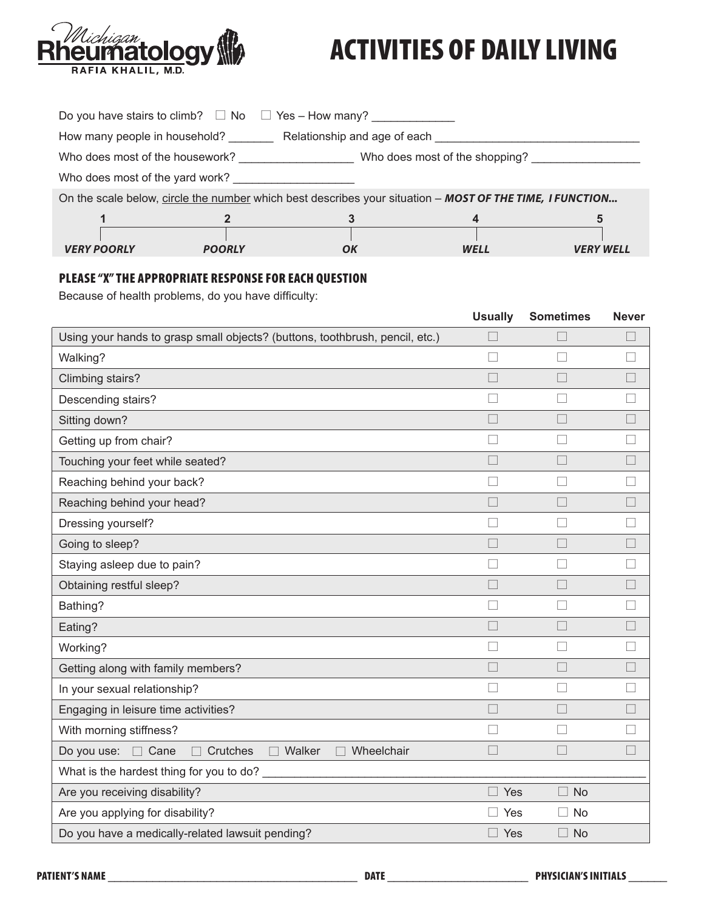Michigan Rheumatology
RAFIA KHALIL, M.D.

# ACTIVITIES OF DAILY LIVING

Do you have stairs to climb? ☐ No ☐ Yes – How many? _____________

How many people in household? _______ Relationship and age of each ________________________________

Who does most of the housework? __________________ Who does most of the shopping? _________________

Who does most of the yard work? ___________________

On the scale below, <u>circle the number</u> which best describes your situation – ***MOST OF THE TIME, I FUNCTION...***

| 1 | 2 | 3 | 4 | 5 |
|---|---|---|---|---|
| ***VERY POORLY*** | ***POORLY*** | ***OK*** | ***WELL*** | ***VERY WELL*** |

## PLEASE "X" THE APPROPRIATE RESPONSE FOR EACH QUESTION

Because of health problems, do you have difficulty:

| | Usually | Sometimes | Never |
|---|---|---|---|
| Using your hands to grasp small objects? (buttons, toothbrush, pencil, etc.) | ☐ | ☐ | ☐ |
| Walking? | ☐ | ☐ | ☐ |
| Climbing stairs? | ☐ | ☐ | ☐ |
| Descending stairs? | ☐ | ☐ | ☐ |
| Sitting down? | ☐ | ☐ | ☐ |
| Getting up from chair? | ☐ | ☐ | ☐ |
| Touching your feet while seated? | ☐ | ☐ | ☐ |
| Reaching behind your back? | ☐ | ☐ | ☐ |
| Reaching behind your head? | ☐ | ☐ | ☐ |
| Dressing yourself? | ☐ | ☐ | ☐ |
| Going to sleep? | ☐ | ☐ | ☐ |
| Staying asleep due to pain? | ☐ | ☐ | ☐ |
| Obtaining restful sleep? | ☐ | ☐ | ☐ |
| Bathing? | ☐ | ☐ | ☐ |
| Eating? | ☐ | ☐ | ☐ |
| Working? | ☐ | ☐ | ☐ |
| Getting along with family members? | ☐ | ☐ | ☐ |
| In your sexual relationship? | ☐ | ☐ | ☐ |
| Engaging in leisure time activities? | ☐ | ☐ | ☐ |
| With morning stiffness? | ☐ | ☐ | ☐ |
| Do you use: ☐ Cane ☐ Crutches ☐ Walker ☐ Wheelchair | ☐ | ☐ | ☐ |
| What is the hardest thing for you to do? ________________________________ | | | |
| Are you receiving disability? | ☐ Yes | ☐ No | |
| Are you applying for disability? | ☐ Yes | ☐ No | |
| Do you have a medically-related lawsuit pending? | ☐ Yes | ☐ No | |

**PATIENT'S NAME** ______________________________ **DATE** ____________________ **PHYSICIAN'S INITIALS** _______